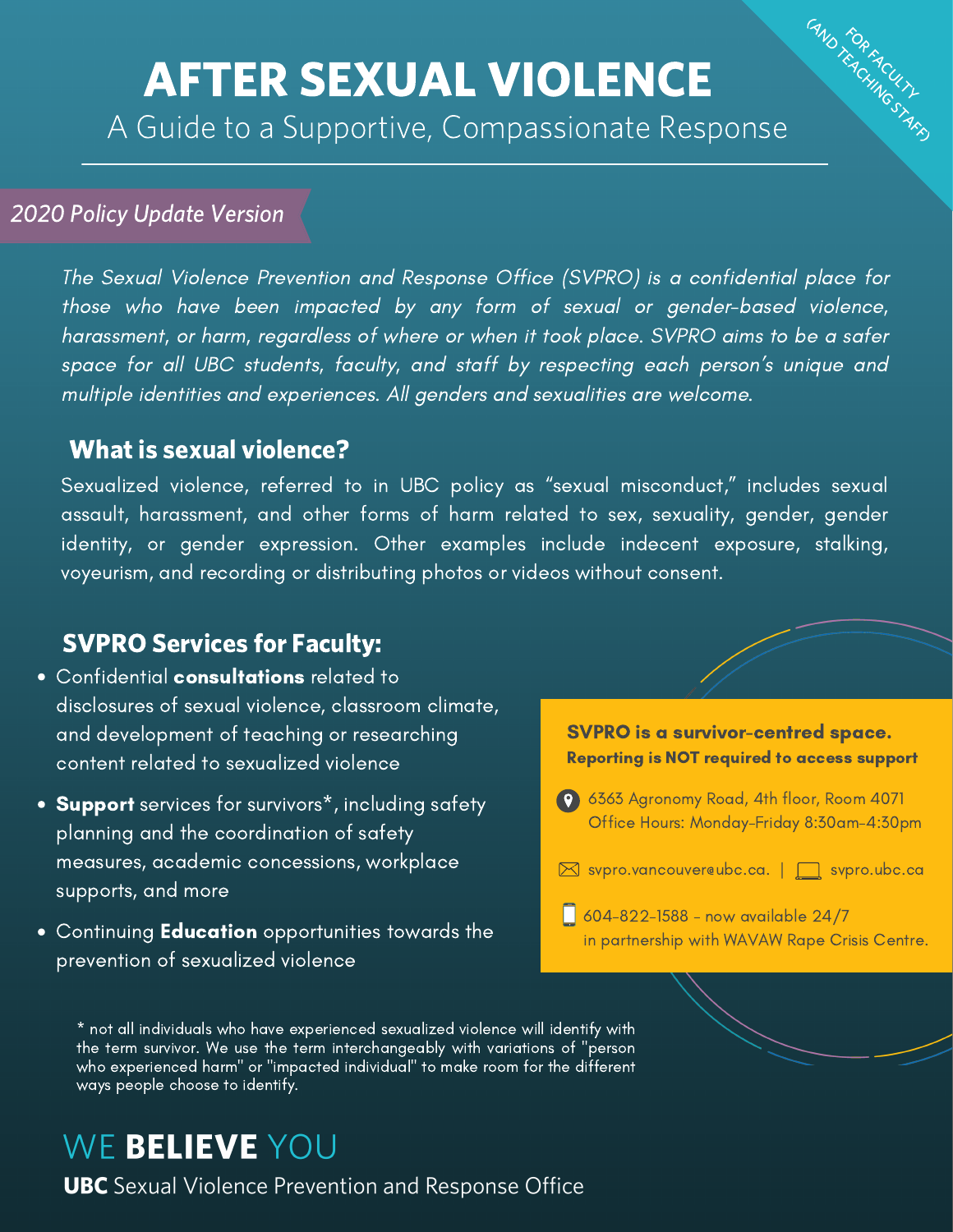# AFTER SEXUAL VIOLENCE

A Guide to a Supportive, Compassionate Response

FOR FACULTY (AND TEACHING STAFF)

*2020 Policy Update Version*

*The Sexual Violence Prevention and Response Office (SVPRO) is a confidential place for those who have been impacted by any form of sexual or gender-based violence, harassment, or harm, regardless of where or when it took place. SVPRO aims to be a safer space for all UBC students, faculty, and staff by respecting each person's unique and multiple identities and experiences. All genders and sexualities are welcome.*

## What is sexual violence?

Sexualized violence, referred to in UBC policy as "sexual misconduct," includes sexual assault, harassment, and other forms of harm related to sex, sexuality, gender, gender identity, or gender expression. Other examples include indecent exposure, stalking, voyeurism, and recording or distributing photos or videos without consent.

## SVPRO Services for Faculty:

- Confidential **consultations** related to disclosures of sexual violence, classroom climate, and development of teaching or researching content related to sexualized violence
- **Support** services for survivors*, including safety planning and the coordination of safety measures, academic concessions, workplace supports, and more
- Continuing **Education** opportunities towards the prevention of sexualized violence

**SVPRO is a survivor-centred space.**
**Reporting is NOT required to access support**

6363 Agronomy Road, 4th floor, Room 4071
Office Hours: Monday-Friday 8:30am-4:30pm

svpro.vancouver@ubc.ca. | svpro.ubc.ca

604-822-1588 - now available 24/7
in partnership with WAVAW Rape Crisis Centre.

* not all individuals who have experienced sexualized violence will identify with the term survivor. We use the term interchangeably with variations of "person who experienced harm" or "impacted individual" to make room for the different ways people choose to identify.

WE **BELIEVE** YOU

**UBC** Sexual Violence Prevention and Response Office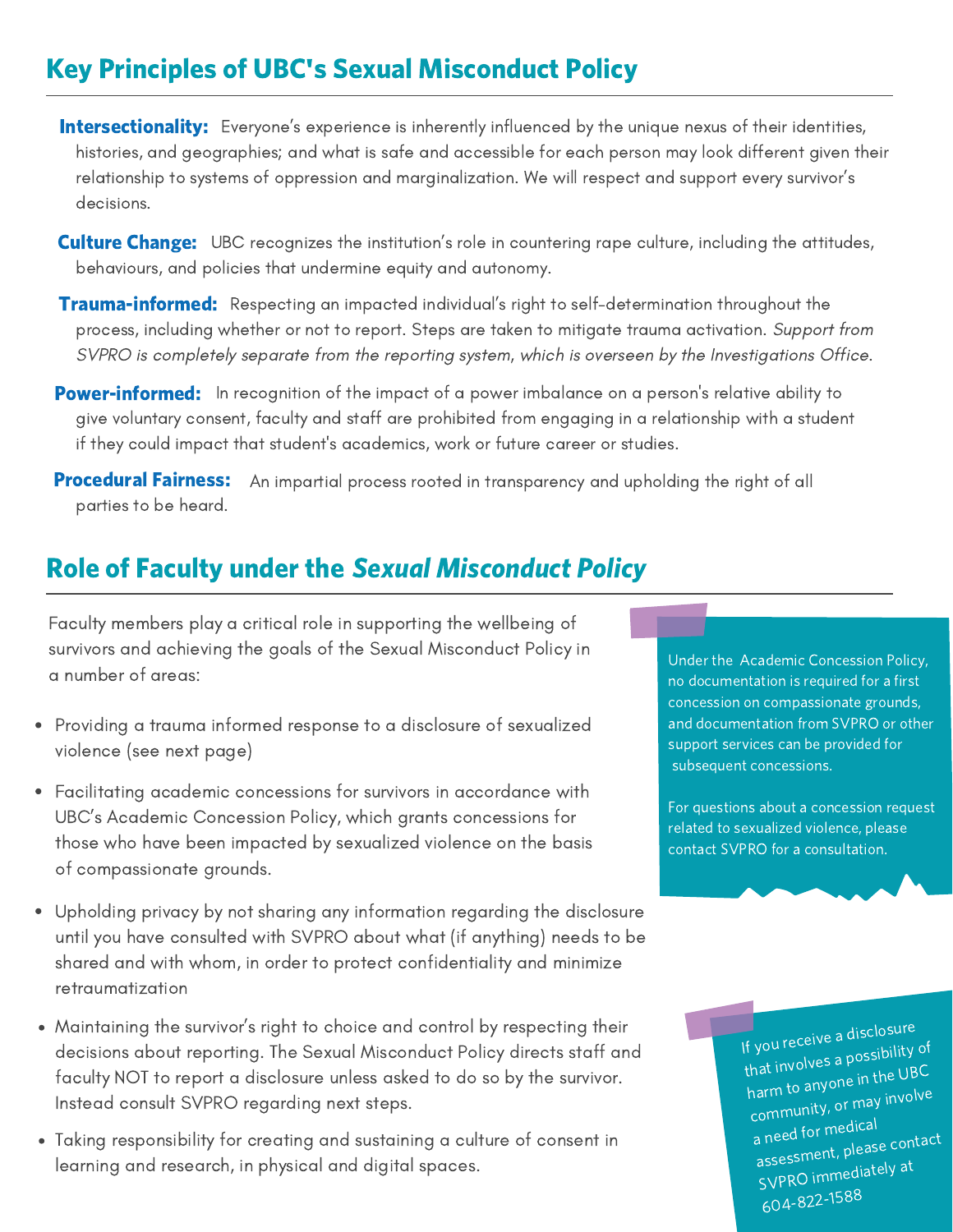## Key Principles of UBC's Sexual Misconduct Policy

**Intersectionality:** Everyone's experience is inherently influenced by the unique nexus of their identities, histories, and geographies; and what is safe and accessible for each person may look different given their relationship to systems of oppression and marginalization. We will respect and support every survivor's decisions.

**Culture Change:** UBC recognizes the institution's role in countering rape culture, including the attitudes, behaviours, and policies that undermine equity and autonomy.

**Trauma-informed:** Respecting an impacted individual's right to self-determination throughout the process, including whether or not to report. Steps are taken to mitigate trauma activation. *Support from SVPRO is completely separate from the reporting system, which is overseen by the Investigations Office.*

**Power-informed:** In recognition of the impact of a power imbalance on a person's relative ability to give voluntary consent, faculty and staff are prohibited from engaging in a relationship with a student if they could impact that student's academics, work or future career or studies.

**Procedural Fairness:** An impartial process rooted in transparency and upholding the right of all parties to be heard.

## Role of Faculty under the *Sexual Misconduct Policy*

Faculty members play a critical role in supporting the wellbeing of survivors and achieving the goals of the Sexual Misconduct Policy in a number of areas:

- Providing a trauma informed response to a disclosure of sexualized violence (see next page)
- Facilitating academic concessions for survivors in accordance with UBC's Academic Concession Policy, which grants concessions for those who have been impacted by sexualized violence on the basis of compassionate grounds.
- Upholding privacy by not sharing any information regarding the disclosure until you have consulted with SVPRO about what (if anything) needs to be shared and with whom, in order to protect confidentiality and minimize retraumatization
- Maintaining the survivor's right to choice and control by respecting their decisions about reporting. The Sexual Misconduct Policy directs staff and faculty NOT to report a disclosure unless asked to do so by the survivor. Instead consult SVPRO regarding next steps.
- Taking responsibility for creating and sustaining a culture of consent in learning and research, in physical and digital spaces.

Under the Academic Concession Policy, no documentation is required for a first concession on compassionate grounds, and documentation from SVPRO or other support services can be provided for subsequent concessions.

For questions about a concession request related to sexualized violence, please contact SVPRO for a consultation.

If you receive a disclosure that involves a possibility of harm to anyone in the UBC community, or may involve a need for medical assessment, please contact SVPRO immediately at 604-822-1588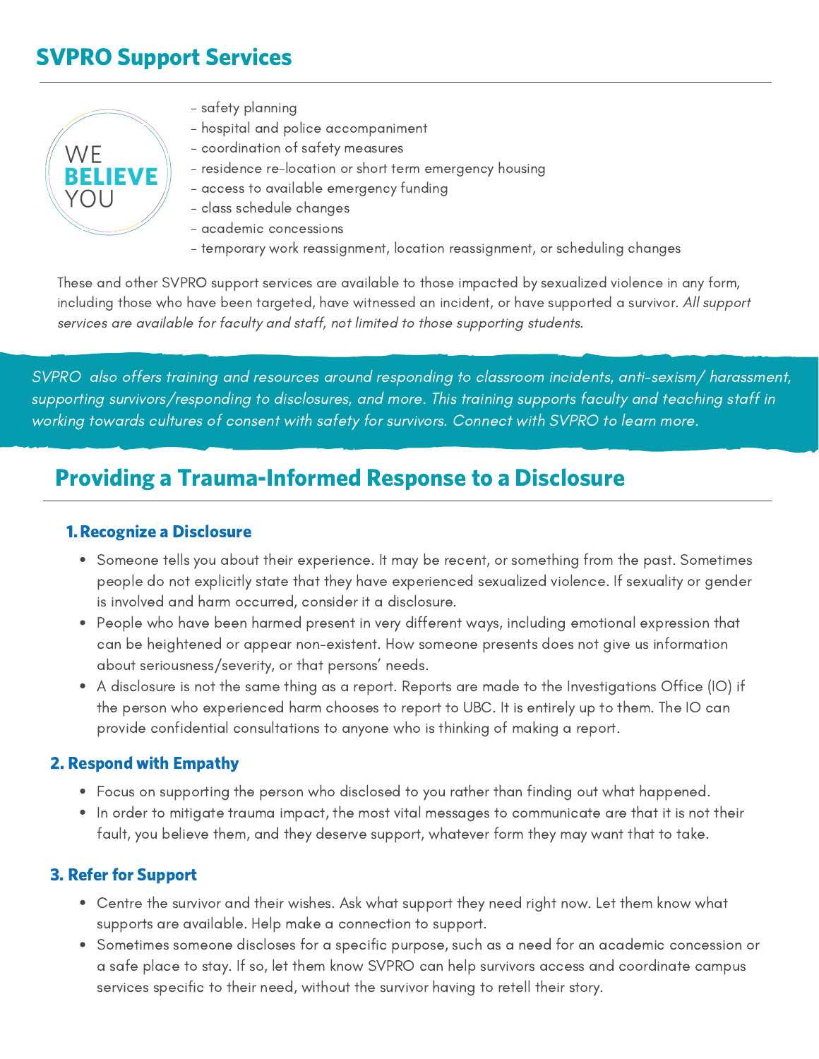## SVPRO Support Services

WE **BELIEVE** YOU

- safety planning
- hospital and police accompaniment
- coordination of safety measures
- residence re-location or short term emergency housing
- access to available emergency funding
- class schedule changes
- academic concessions
- temporary work reassignment, location reassignment, or scheduling changes

These and other SVPRO support services are available to those impacted by sexualized violence in any form, including those who have been targeted, have witnessed an incident, or have supported a survivor. *All support services are available for faculty and staff, not limited to those supporting students.*

*SVPRO also offers training and resources around responding to classroom incidents, anti-sexism/ harassment, supporting survivors/responding to disclosures, and more. This training supports faculty and teaching staff in working towards cultures of consent with safety for survivors. Connect with SVPRO to learn more.*

## Providing a Trauma-Informed Response to a Disclosure

### 1. Recognize a Disclosure

- Someone tells you about their experience. It may be recent, or something from the past. Sometimes people do not explicitly state that they have experienced sexualized violence. If sexuality or gender is involved and harm occurred, consider it a disclosure.
- People who have been harmed present in very different ways, including emotional expression that can be heightened or appear non-existent. How someone presents does not give us information about seriousness/severity, or that persons' needs.
- A disclosure is not the same thing as a report. Reports are made to the Investigations Office (IO) if the person who experienced harm chooses to report to UBC. It is entirely up to them. The IO can provide confidential consultations to anyone who is thinking of making a report.

### 2. Respond with Empathy

- Focus on supporting the person who disclosed to you rather than finding out what happened.
- In order to mitigate trauma impact, the most vital messages to communicate are that it is not their fault, you believe them, and they deserve support, whatever form they may want that to take.

### 3. Refer for Support

- Centre the survivor and their wishes. Ask what support they need right now. Let them know what supports are available. Help make a connection to support.
- Sometimes someone discloses for a specific purpose, such as a need for an academic concession or a safe place to stay. If so, let them know SVPRO can help survivors access and coordinate campus services specific to their need, without the survivor having to retell their story.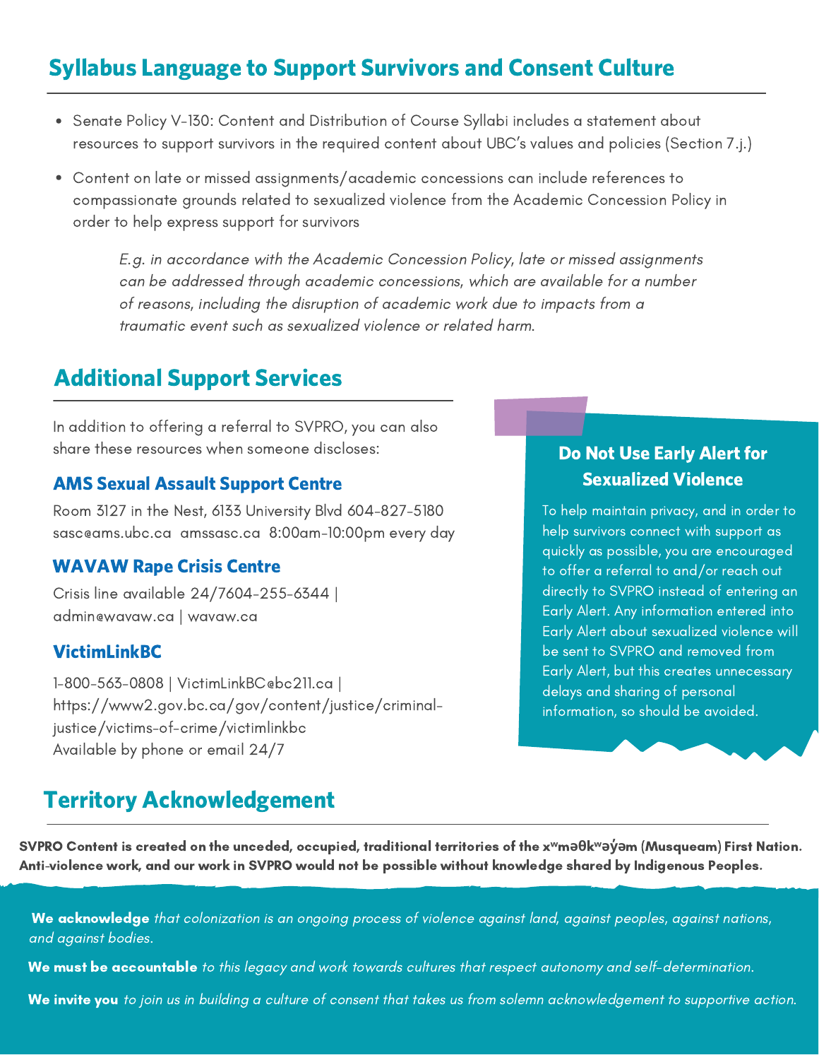## Syllabus Language to Support Survivors and Consent Culture

- Senate Policy V-130: Content and Distribution of Course Syllabi includes a statement about resources to support survivors in the required content about UBC's values and policies (Section 7.j.)
- Content on late or missed assignments/academic concessions can include references to compassionate grounds related to sexualized violence from the Academic Concession Policy in order to help express support for survivors

> *E.g. in accordance with the Academic Concession Policy, late or missed assignments can be addressed through academic concessions, which are available for a number of reasons, including the disruption of academic work due to impacts from a traumatic event such as sexualized violence or related harm.*

## Additional Support Services

In addition to offering a referral to SVPRO, you can also share these resources when someone discloses:

### AMS Sexual Assault Support Centre

Room 3127 in the Nest, 6133 University Blvd 604-827-5180
sasc@ams.ubc.ca amssasc.ca 8:00am-10:00pm every day

### WAVAW Rape Crisis Centre

Crisis line available 24/7604-255-6344 |
admin@wavaw.ca | wavaw.ca

### VictimLinkBC

1-800-563-0808 | VictimLinkBC@bc211.ca |
https://www2.gov.bc.ca/gov/content/justice/criminal-justice/victims-of-crime/victimlinkbc
Available by phone or email 24/7

### Do Not Use Early Alert for Sexualized Violence

To help maintain privacy, and in order to help survivors connect with support as quickly as possible, you are encouraged to offer a referral to and/or reach out directly to SVPRO instead of entering an Early Alert. Any information entered into Early Alert about sexualized violence will be sent to SVPRO and removed from Early Alert, but this creates unnecessary delays and sharing of personal information, so should be avoided.

## Territory Acknowledgement

**SVPRO Content is created on the unceded, occupied, traditional territories of the xʷməθkʷəy̓əm (Musqueam) First Nation. Anti-violence work, and our work in SVPRO would not be possible without knowledge shared by Indigenous Peoples.**

**We acknowledge** *that colonization is an ongoing process of violence against land, against peoples, against nations, and against bodies.*

**We must be accountable** *to this legacy and work towards cultures that respect autonomy and self-determination.*

**We invite you** *to join us in building a culture of consent that takes us from solemn acknowledgement to supportive action.*